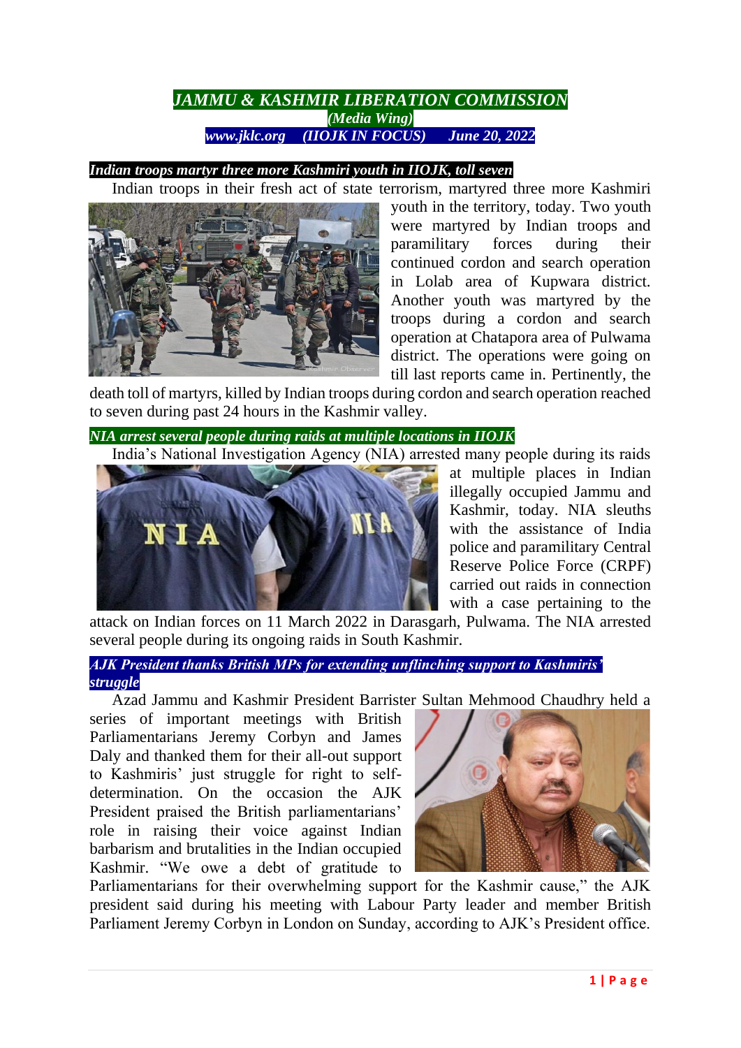# *JAMMU & KASHMIR LIBERATION COMMISSION*

***(Media Wing)***

***www.jklc.org (IIOJK IN FOCUS) June 20, 2022***

### *Indian troops martyr three more Kashmiri youth in IIOJK, toll seven*

Indian troops in their fresh act of state terrorism, martyred three more Kashmiri youth in the territory, today. Two youth were martyred by Indian troops and paramilitary forces during their continued cordon and search operation in Lolab area of Kupwara district. Another youth was martyred by the troops during a cordon and search operation at Chatapora area of Pulwama district. The operations were going on till last reports came in. Pertinently, the death toll of martyrs, killed by Indian troops during cordon and search operation reached to seven during past 24 hours in the Kashmir valley.

### *NIA arrest several people during raids at multiple locations in IIOJK*

India's National Investigation Agency (NIA) arrested many people during its raids at multiple places in Indian illegally occupied Jammu and Kashmir, today. NIA sleuths with the assistance of India police and paramilitary Central Reserve Police Force (CRPF) carried out raids in connection with a case pertaining to the attack on Indian forces on 11 March 2022 in Darasgarh, Pulwama. The NIA arrested several people during its ongoing raids in South Kashmir.

### *AJK President thanks British MPs for extending unflinching support to Kashmiris' struggle*

Azad Jammu and Kashmir President Barrister Sultan Mehmood Chaudhry held a series of important meetings with British Parliamentarians Jeremy Corbyn and James Daly and thanked them for their all-out support to Kashmiris' just struggle for right to self-determination. On the occasion the AJK President praised the British parliamentarians' role in raising their voice against Indian barbarism and brutalities in the Indian occupied Kashmir. "We owe a debt of gratitude to Parliamentarians for their overwhelming support for the Kashmir cause," the AJK president said during his meeting with Labour Party leader and member British Parliament Jeremy Corbyn in London on Sunday, according to AJK's President office.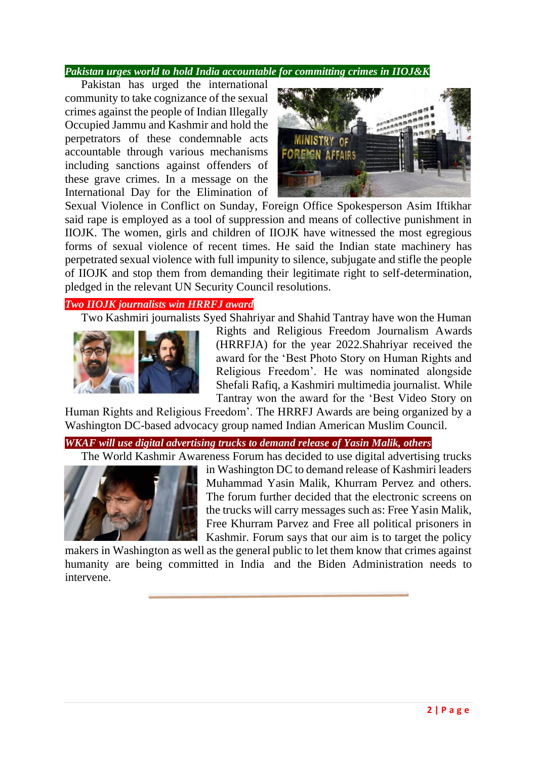### *Pakistan urges world to hold India accountable for committing crimes in IIOJ&K*

Pakistan has urged the international community to take cognizance of the sexual crimes against the people of Indian Illegally Occupied Jammu and Kashmir and hold the perpetrators of these condemnable acts accountable through various mechanisms including sanctions against offenders of these grave crimes. In a message on the International Day for the Elimination of Sexual Violence in Conflict on Sunday, Foreign Office Spokesperson Asim Iftikhar said rape is employed as a tool of suppression and means of collective punishment in IIOJK. The women, girls and children of IIOJK have witnessed the most egregious forms of sexual violence of recent times. He said the Indian state machinery has perpetrated sexual violence with full impunity to silence, subjugate and stifle the people of IIOJK and stop them from demanding their legitimate right to self-determination, pledged in the relevant UN Security Council resolutions.

### *Two IIOJK journalists win HRRFJ award*

Two Kashmiri journalists Syed Shahriyar and Shahid Tantray have won the Human Rights and Religious Freedom Journalism Awards (HRRFJA) for the year 2022.Shahriyar received the award for the 'Best Photo Story on Human Rights and Religious Freedom'. He was nominated alongside Shefali Rafiq, a Kashmiri multimedia journalist. While Tantray won the award for the 'Best Video Story on Human Rights and Religious Freedom'. The HRRFJ Awards are being organized by a Washington DC-based advocacy group named Indian American Muslim Council.

### *WKAF will use digital advertising trucks to demand release of Yasin Malik, others*

The World Kashmir Awareness Forum has decided to use digital advertising trucks in Washington DC to demand release of Kashmiri leaders Muhammad Yasin Malik, Khurram Pervez and others. The forum further decided that the electronic screens on the trucks will carry messages such as: Free Yasin Malik, Free Khurram Parvez and Free all political prisoners in Kashmir. Forum says that our aim is to target the policy makers in Washington as well as the general public to let them know that crimes against humanity are being committed in India and the Biden Administration needs to intervene.